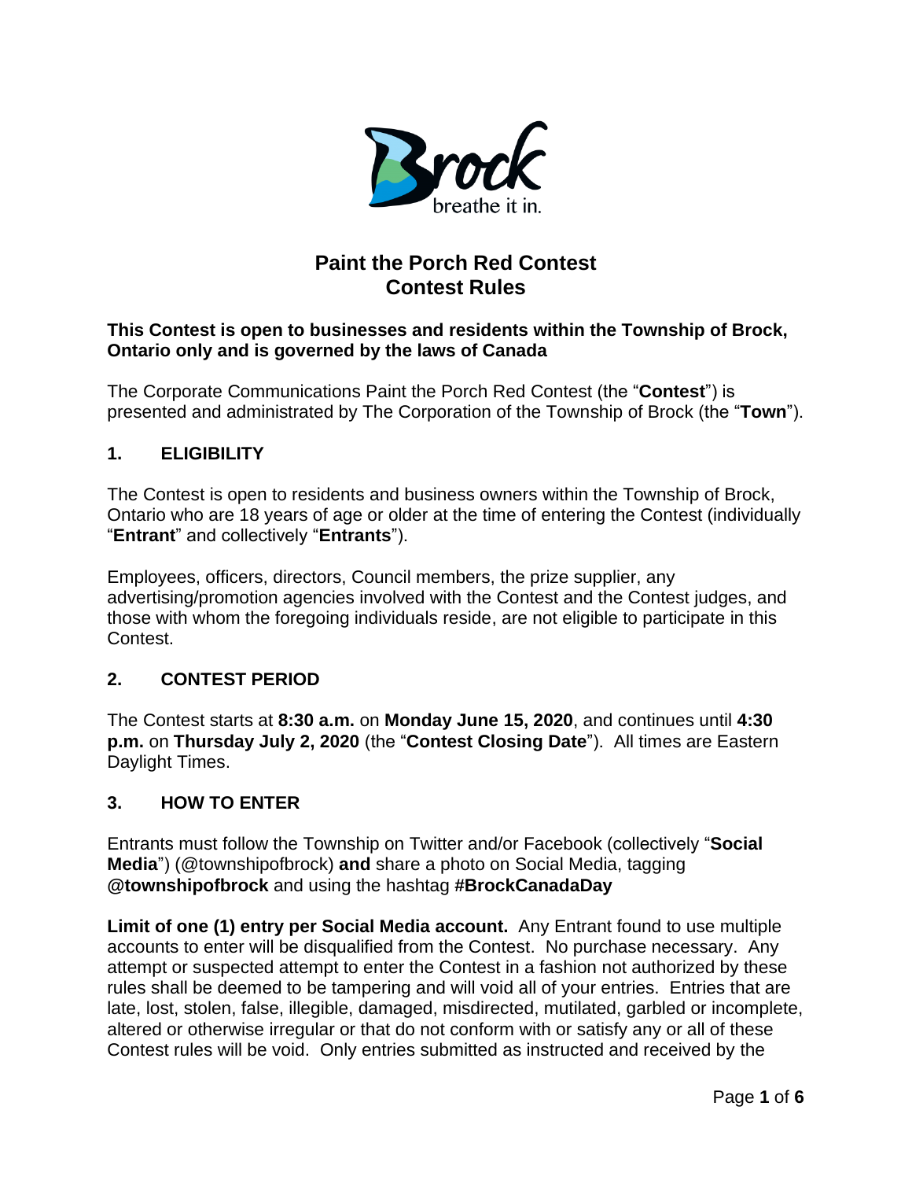# Paint the Porch Red Contest
# Contest Rules

**This Contest is open to businesses and residents within the Township of Brock, Ontario only and is governed by the laws of Canada**

The Corporate Communications Paint the Porch Red Contest (the "**Contest**") is presented and administrated by The Corporation of the Township of Brock (the "**Town**").

## 1. ELIGIBILITY

The Contest is open to residents and business owners within the Township of Brock, Ontario who are 18 years of age or older at the time of entering the Contest (individually "**Entrant**" and collectively "**Entrants**").

Employees, officers, directors, Council members, the prize supplier, any advertising/promotion agencies involved with the Contest and the Contest judges, and those with whom the foregoing individuals reside, are not eligible to participate in this Contest.

## 2. CONTEST PERIOD

The Contest starts at **8:30 a.m.** on **Monday June 15, 2020**, and continues until **4:30 p.m.** on **Thursday July 2, 2020** (the "**Contest Closing Date**"). All times are Eastern Daylight Times.

## 3. HOW TO ENTER

Entrants must follow the Township on Twitter and/or Facebook (collectively "**Social Media**") (@townshipofbrock) **and** share a photo on Social Media, tagging **@townshipofbrock** and using the hashtag **#BrockCanadaDay**

**Limit of one (1) entry per Social Media account.** Any Entrant found to use multiple accounts to enter will be disqualified from the Contest. No purchase necessary. Any attempt or suspected attempt to enter the Contest in a fashion not authorized by these rules shall be deemed to be tampering and will void all of your entries. Entries that are late, lost, stolen, false, illegible, damaged, misdirected, mutilated, garbled or incomplete, altered or otherwise irregular or that do not conform with or satisfy any or all of these Contest rules will be void. Only entries submitted as instructed and received by the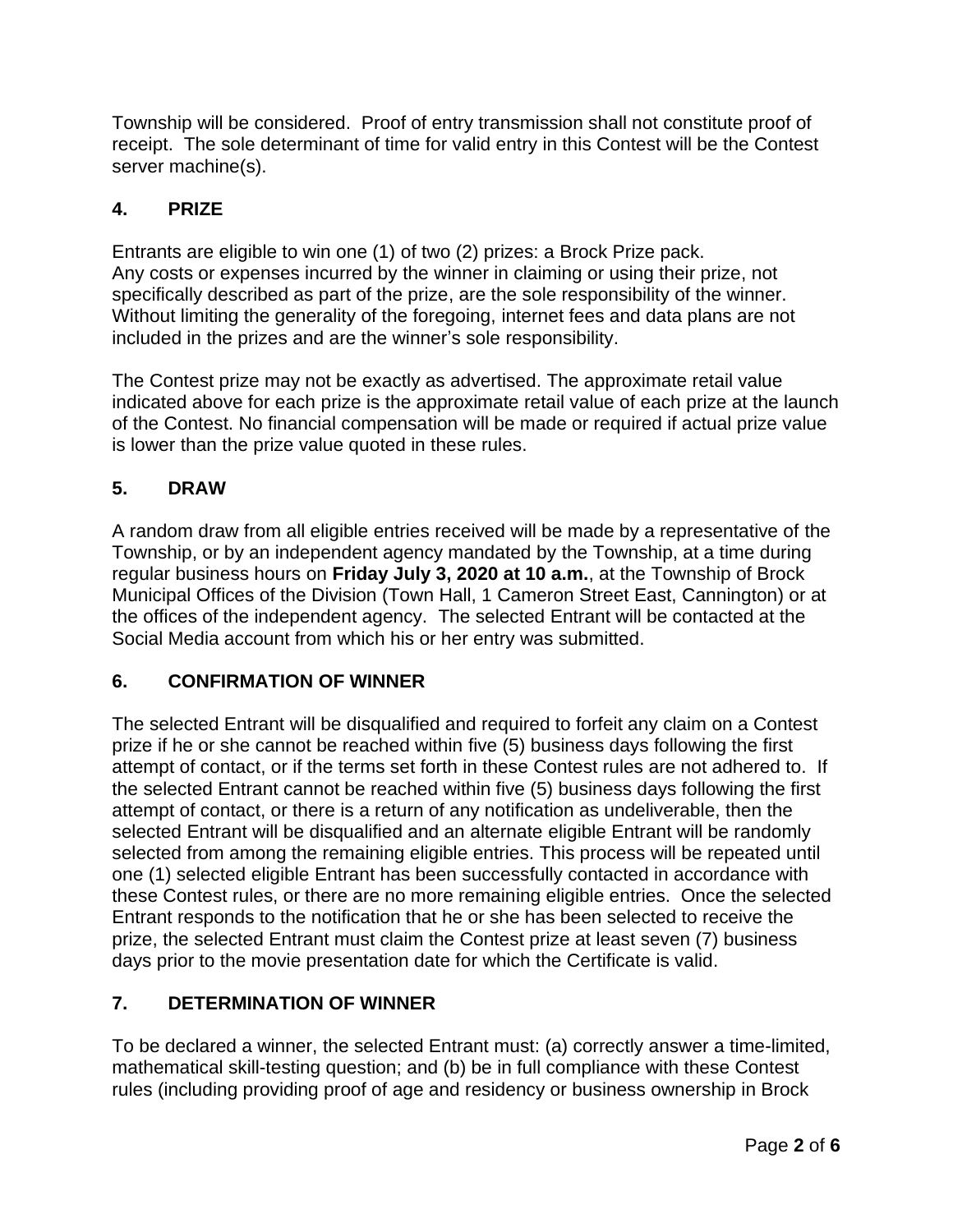Township will be considered. Proof of entry transmission shall not constitute proof of receipt. The sole determinant of time for valid entry in this Contest will be the Contest server machine(s).

## 4. PRIZE

Entrants are eligible to win one (1) of two (2) prizes: a Brock Prize pack.
Any costs or expenses incurred by the winner in claiming or using their prize, not specifically described as part of the prize, are the sole responsibility of the winner. Without limiting the generality of the foregoing, internet fees and data plans are not included in the prizes and are the winner's sole responsibility.

The Contest prize may not be exactly as advertised. The approximate retail value indicated above for each prize is the approximate retail value of each prize at the launch of the Contest. No financial compensation will be made or required if actual prize value is lower than the prize value quoted in these rules.

## 5. DRAW

A random draw from all eligible entries received will be made by a representative of the Township, or by an independent agency mandated by the Township, at a time during regular business hours on **Friday July 3, 2020 at 10 a.m.**, at the Township of Brock Municipal Offices of the Division (Town Hall, 1 Cameron Street East, Cannington) or at the offices of the independent agency. The selected Entrant will be contacted at the Social Media account from which his or her entry was submitted.

## 6. CONFIRMATION OF WINNER

The selected Entrant will be disqualified and required to forfeit any claim on a Contest prize if he or she cannot be reached within five (5) business days following the first attempt of contact, or if the terms set forth in these Contest rules are not adhered to. If the selected Entrant cannot be reached within five (5) business days following the first attempt of contact, or there is a return of any notification as undeliverable, then the selected Entrant will be disqualified and an alternate eligible Entrant will be randomly selected from among the remaining eligible entries. This process will be repeated until one (1) selected eligible Entrant has been successfully contacted in accordance with these Contest rules, or there are no more remaining eligible entries. Once the selected Entrant responds to the notification that he or she has been selected to receive the prize, the selected Entrant must claim the Contest prize at least seven (7) business days prior to the movie presentation date for which the Certificate is valid.

## 7. DETERMINATION OF WINNER

To be declared a winner, the selected Entrant must: (a) correctly answer a time-limited, mathematical skill-testing question; and (b) be in full compliance with these Contest rules (including providing proof of age and residency or business ownership in Brock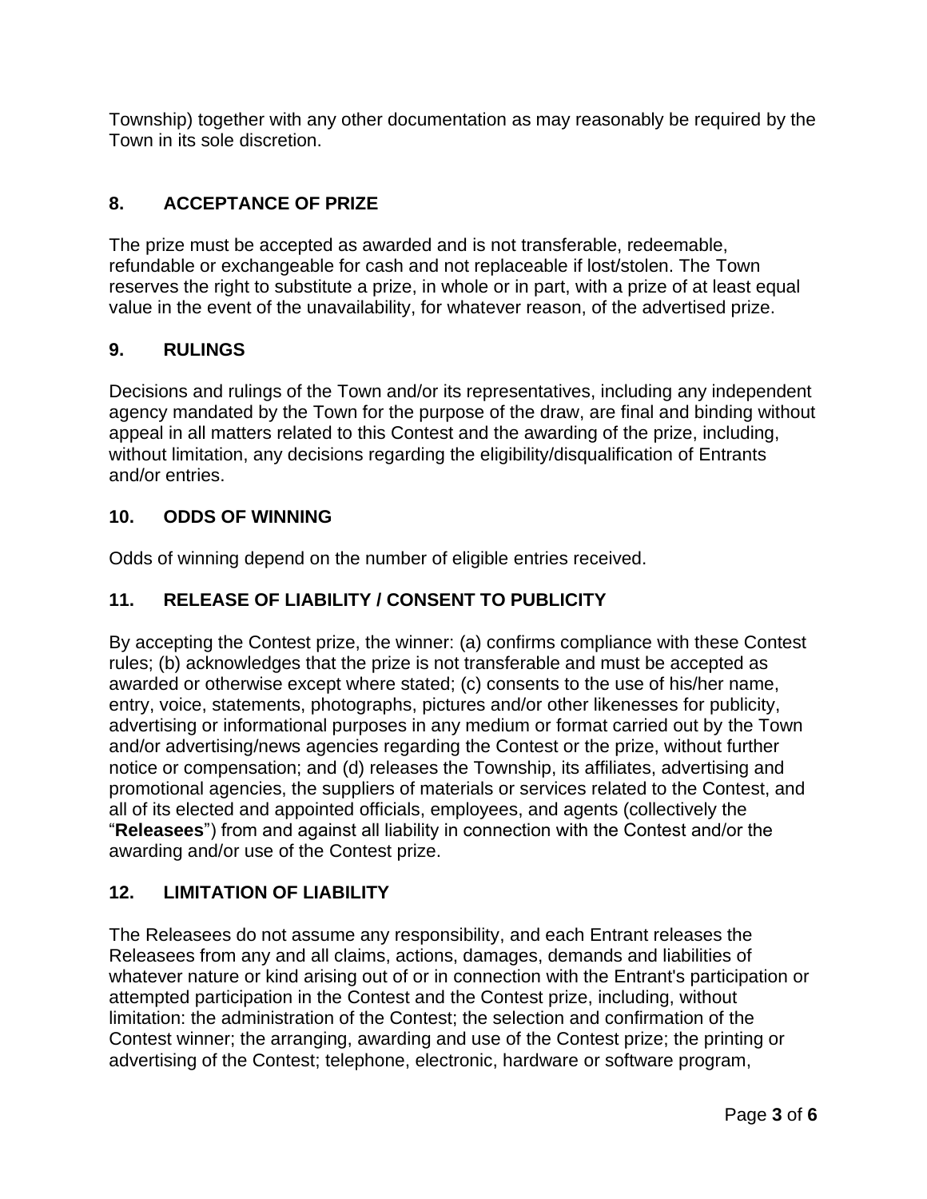Township) together with any other documentation as may reasonably be required by the Town in its sole discretion.

## 8. ACCEPTANCE OF PRIZE

The prize must be accepted as awarded and is not transferable, redeemable, refundable or exchangeable for cash and not replaceable if lost/stolen. The Town reserves the right to substitute a prize, in whole or in part, with a prize of at least equal value in the event of the unavailability, for whatever reason, of the advertised prize.

## 9. RULINGS

Decisions and rulings of the Town and/or its representatives, including any independent agency mandated by the Town for the purpose of the draw, are final and binding without appeal in all matters related to this Contest and the awarding of the prize, including, without limitation, any decisions regarding the eligibility/disqualification of Entrants and/or entries.

## 10. ODDS OF WINNING

Odds of winning depend on the number of eligible entries received.

## 11. RELEASE OF LIABILITY / CONSENT TO PUBLICITY

By accepting the Contest prize, the winner: (a) confirms compliance with these Contest rules; (b) acknowledges that the prize is not transferable and must be accepted as awarded or otherwise except where stated; (c) consents to the use of his/her name, entry, voice, statements, photographs, pictures and/or other likenesses for publicity, advertising or informational purposes in any medium or format carried out by the Town and/or advertising/news agencies regarding the Contest or the prize, without further notice or compensation; and (d) releases the Township, its affiliates, advertising and promotional agencies, the suppliers of materials or services related to the Contest, and all of its elected and appointed officials, employees, and agents (collectively the "**Releasees**") from and against all liability in connection with the Contest and/or the awarding and/or use of the Contest prize.

## 12. LIMITATION OF LIABILITY

The Releasees do not assume any responsibility, and each Entrant releases the Releasees from any and all claims, actions, damages, demands and liabilities of whatever nature or kind arising out of or in connection with the Entrant's participation or attempted participation in the Contest and the Contest prize, including, without limitation: the administration of the Contest; the selection and confirmation of the Contest winner; the arranging, awarding and use of the Contest prize; the printing or advertising of the Contest; telephone, electronic, hardware or software program,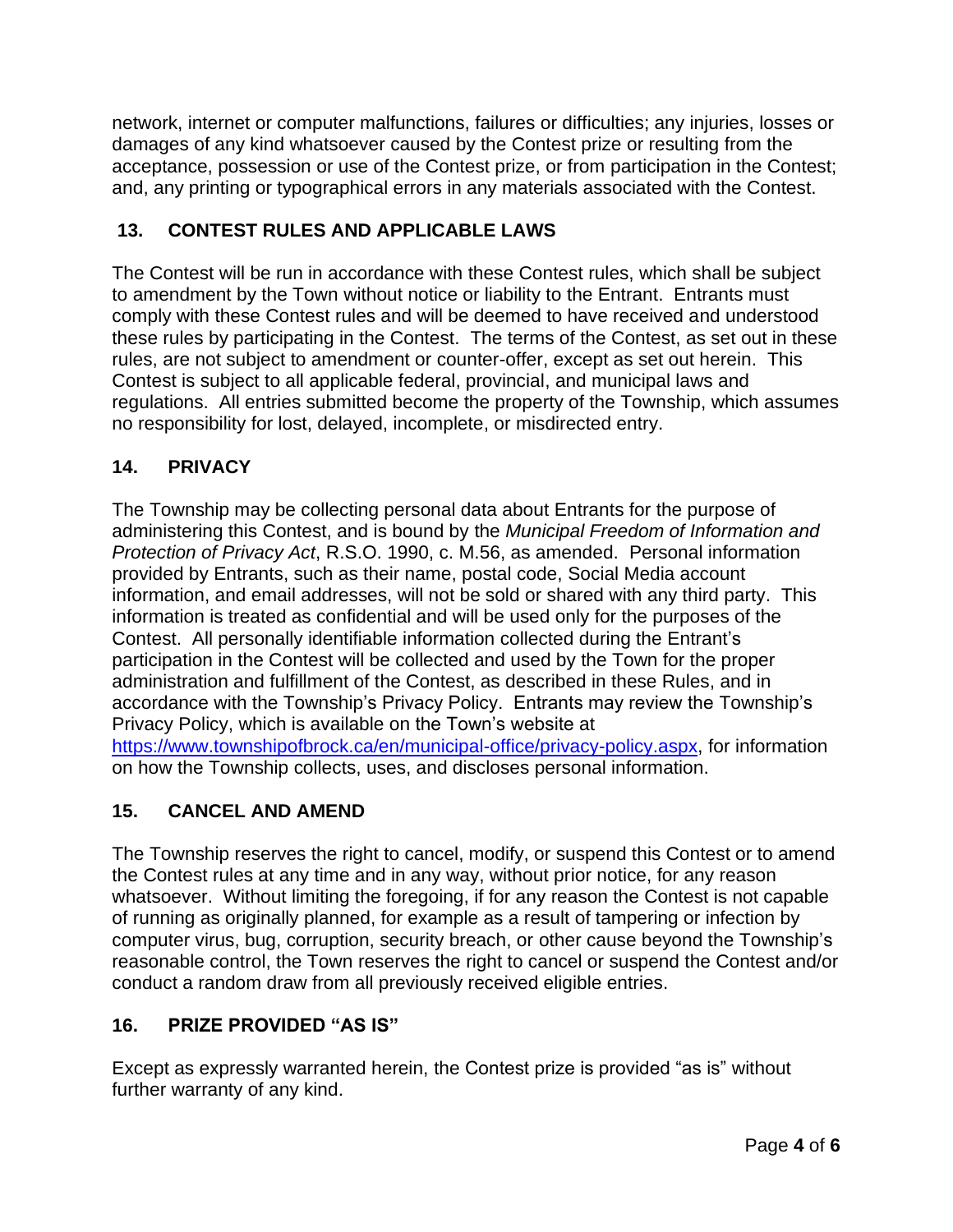network, internet or computer malfunctions, failures or difficulties; any injuries, losses or damages of any kind whatsoever caused by the Contest prize or resulting from the acceptance, possession or use of the Contest prize, or from participation in the Contest; and, any printing or typographical errors in any materials associated with the Contest.

## 13. CONTEST RULES AND APPLICABLE LAWS

The Contest will be run in accordance with these Contest rules, which shall be subject to amendment by the Town without notice or liability to the Entrant. Entrants must comply with these Contest rules and will be deemed to have received and understood these rules by participating in the Contest. The terms of the Contest, as set out in these rules, are not subject to amendment or counter-offer, except as set out herein. This Contest is subject to all applicable federal, provincial, and municipal laws and regulations. All entries submitted become the property of the Township, which assumes no responsibility for lost, delayed, incomplete, or misdirected entry.

## 14. PRIVACY

The Township may be collecting personal data about Entrants for the purpose of administering this Contest, and is bound by the *Municipal Freedom of Information and Protection of Privacy Act*, R.S.O. 1990, c. M.56, as amended. Personal information provided by Entrants, such as their name, postal code, Social Media account information, and email addresses, will not be sold or shared with any third party. This information is treated as confidential and will be used only for the purposes of the Contest. All personally identifiable information collected during the Entrant's participation in the Contest will be collected and used by the Town for the proper administration and fulfillment of the Contest, as described in these Rules, and in accordance with the Township's Privacy Policy. Entrants may review the Township's Privacy Policy, which is available on the Town's website at [https://www.townshipofbrock.ca/en/municipal-office/privacy-policy.aspx](https://www.townshipofbrock.ca/en/municipal-office/privacy-policy.aspx), for information on how the Township collects, uses, and discloses personal information.

## 15. CANCEL AND AMEND

The Township reserves the right to cancel, modify, or suspend this Contest or to amend the Contest rules at any time and in any way, without prior notice, for any reason whatsoever. Without limiting the foregoing, if for any reason the Contest is not capable of running as originally planned, for example as a result of tampering or infection by computer virus, bug, corruption, security breach, or other cause beyond the Township's reasonable control, the Town reserves the right to cancel or suspend the Contest and/or conduct a random draw from all previously received eligible entries.

## 16. PRIZE PROVIDED "AS IS"

Except as expressly warranted herein, the Contest prize is provided "as is" without further warranty of any kind.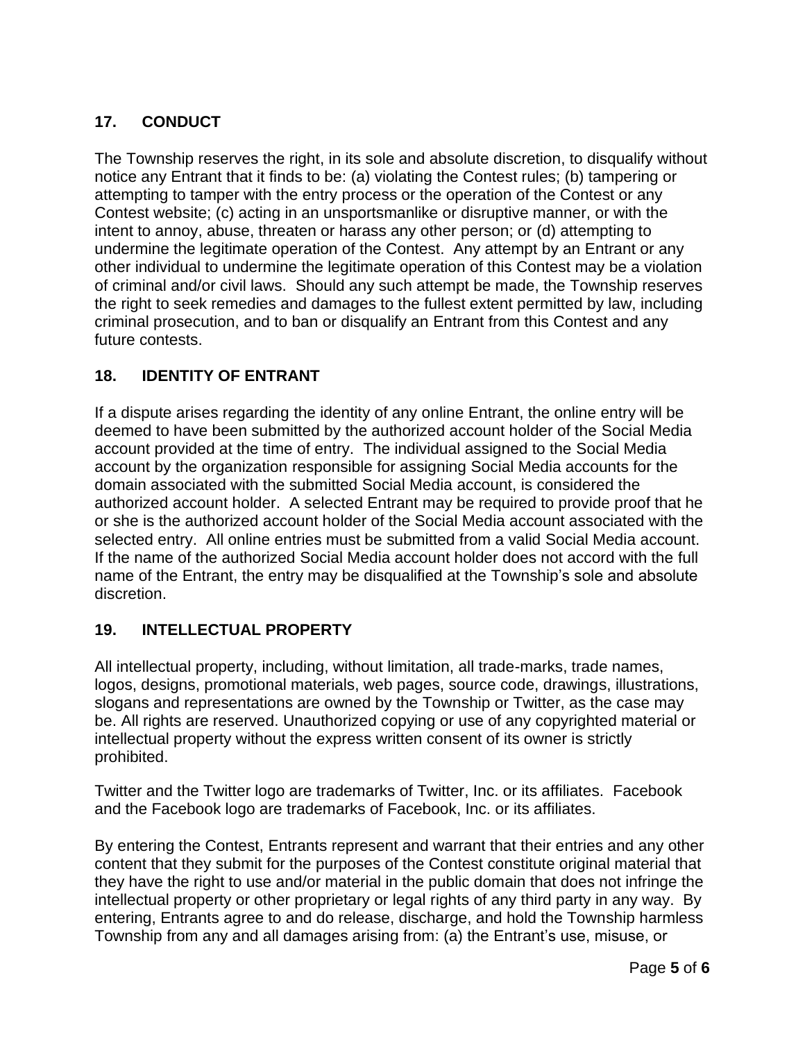## 17. CONDUCT

The Township reserves the right, in its sole and absolute discretion, to disqualify without notice any Entrant that it finds to be: (a) violating the Contest rules; (b) tampering or attempting to tamper with the entry process or the operation of the Contest or any Contest website; (c) acting in an unsportsmanlike or disruptive manner, or with the intent to annoy, abuse, threaten or harass any other person; or (d) attempting to undermine the legitimate operation of the Contest. Any attempt by an Entrant or any other individual to undermine the legitimate operation of this Contest may be a violation of criminal and/or civil laws. Should any such attempt be made, the Township reserves the right to seek remedies and damages to the fullest extent permitted by law, including criminal prosecution, and to ban or disqualify an Entrant from this Contest and any future contests.

## 18. IDENTITY OF ENTRANT

If a dispute arises regarding the identity of any online Entrant, the online entry will be deemed to have been submitted by the authorized account holder of the Social Media account provided at the time of entry. The individual assigned to the Social Media account by the organization responsible for assigning Social Media accounts for the domain associated with the submitted Social Media account, is considered the authorized account holder. A selected Entrant may be required to provide proof that he or she is the authorized account holder of the Social Media account associated with the selected entry. All online entries must be submitted from a valid Social Media account. If the name of the authorized Social Media account holder does not accord with the full name of the Entrant, the entry may be disqualified at the Township's sole and absolute discretion.

## 19. INTELLECTUAL PROPERTY

All intellectual property, including, without limitation, all trade-marks, trade names, logos, designs, promotional materials, web pages, source code, drawings, illustrations, slogans and representations are owned by the Township or Twitter, as the case may be. All rights are reserved. Unauthorized copying or use of any copyrighted material or intellectual property without the express written consent of its owner is strictly prohibited.

Twitter and the Twitter logo are trademarks of Twitter, Inc. or its affiliates. Facebook and the Facebook logo are trademarks of Facebook, Inc. or its affiliates.

By entering the Contest, Entrants represent and warrant that their entries and any other content that they submit for the purposes of the Contest constitute original material that they have the right to use and/or material in the public domain that does not infringe the intellectual property or other proprietary or legal rights of any third party in any way. By entering, Entrants agree to and do release, discharge, and hold the Township harmless Township from any and all damages arising from: (a) the Entrant's use, misuse, or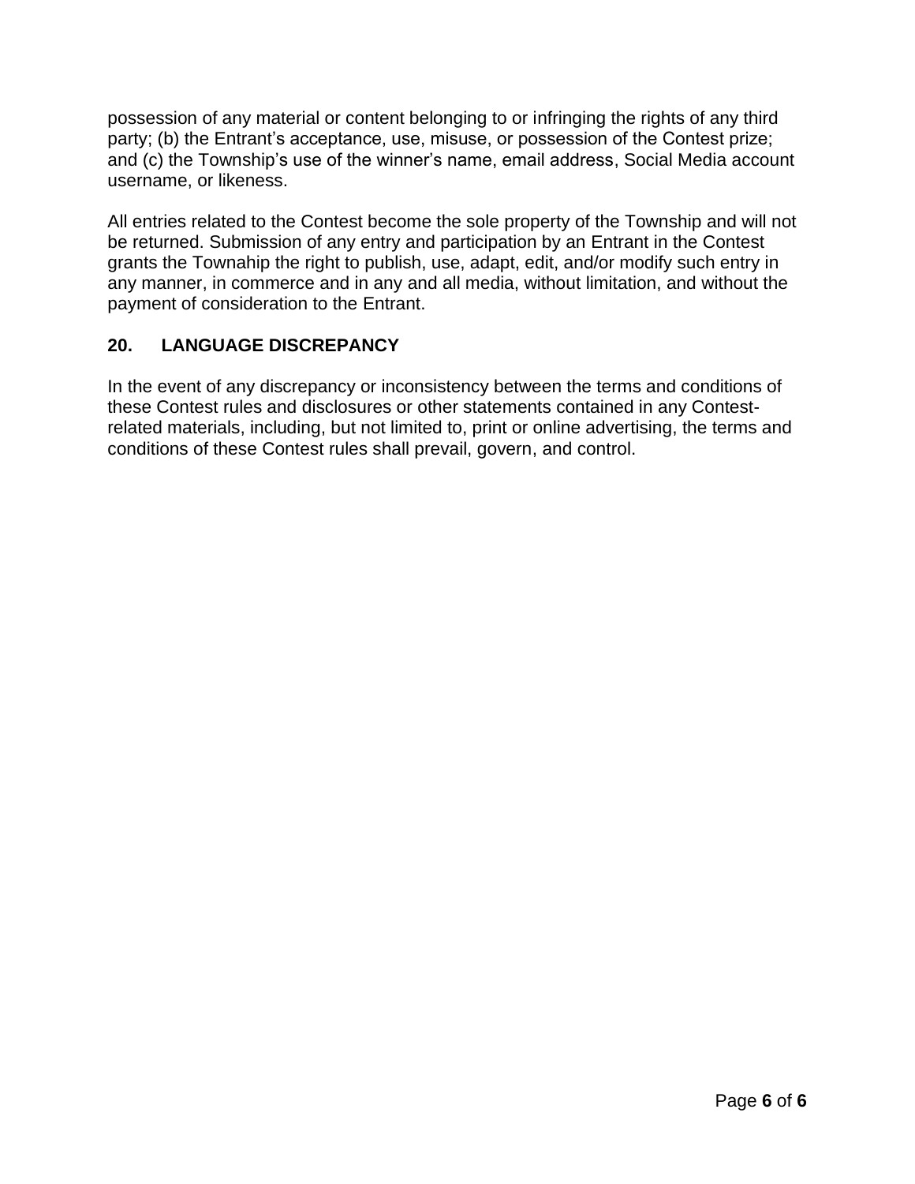possession of any material or content belonging to or infringing the rights of any third party; (b) the Entrant's acceptance, use, misuse, or possession of the Contest prize; and (c) the Township's use of the winner's name, email address, Social Media account username, or likeness.

All entries related to the Contest become the sole property of the Township and will not be returned. Submission of any entry and participation by an Entrant in the Contest grants the Townahip the right to publish, use, adapt, edit, and/or modify such entry in any manner, in commerce and in any and all media, without limitation, and without the payment of consideration to the Entrant.

## 20. LANGUAGE DISCREPANCY

In the event of any discrepancy or inconsistency between the terms and conditions of these Contest rules and disclosures or other statements contained in any Contest-related materials, including, but not limited to, print or online advertising, the terms and conditions of these Contest rules shall prevail, govern, and control.